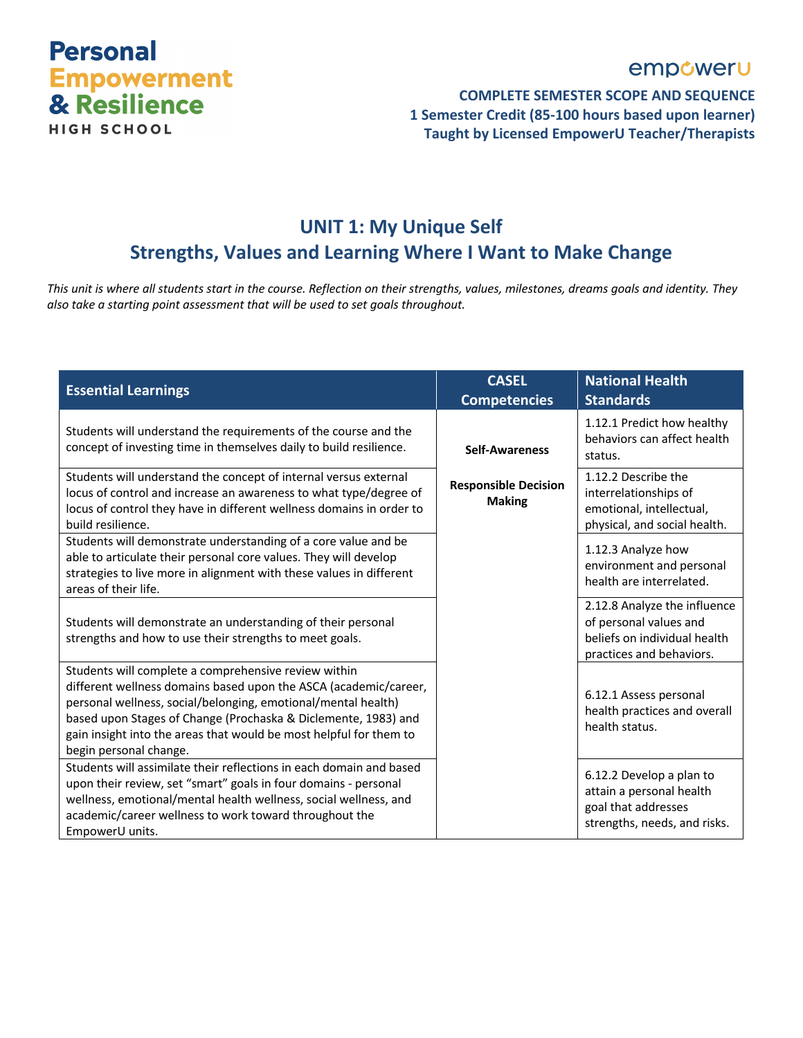# Personal Empowerment & Resilience

HIGH SCHOOL

empowerU

**COMPLETE SEMESTER SCOPE AND SEQUENCE**
**1 Semester Credit (85-100 hours based upon learner)**
**Taught by Licensed EmpowerU Teacher/Therapists**

## UNIT 1: My Unique Self
## Strengths, Values and Learning Where I Want to Make Change

*This unit is where all students start in the course. Reflection on their strengths, values, milestones, dreams goals and identity. They also take a starting point assessment that will be used to set goals throughout.*

| Essential Learnings | CASEL Competencies | National Health Standards |
|---|---|---|
| Students will understand the requirements of the course and the concept of investing time in themselves daily to build resilience. | **Self-Awareness**<br><br>**Responsible Decision Making** | 1.12.1 Predict how healthy behaviors can affect health status. |
| Students will understand the concept of internal versus external locus of control and increase an awareness to what type/degree of locus of control they have in different wellness domains in order to build resilience. | | 1.12.2 Describe the interrelationships of emotional, intellectual, physical, and social health. |
| Students will demonstrate understanding of a core value and be able to articulate their personal core values. They will develop strategies to live more in alignment with these values in different areas of their life. | | 1.12.3 Analyze how environment and personal health are interrelated. |
| Students will demonstrate an understanding of their personal strengths and how to use their strengths to meet goals. | | 2.12.8 Analyze the influence of personal values and beliefs on individual health practices and behaviors. |
| Students will complete a comprehensive review within different wellness domains based upon the ASCA (academic/career, personal wellness, social/belonging, emotional/mental health) based upon Stages of Change (Prochaska & Diclemente, 1983) and gain insight into the areas that would be most helpful for them to begin personal change. | | 6.12.1 Assess personal health practices and overall health status. |
| Students will assimilate their reflections in each domain and based upon their review, set "smart" goals in four domains - personal wellness, emotional/mental health wellness, social wellness, and academic/career wellness to work toward throughout the EmpowerU units. | | 6.12.2 Develop a plan to attain a personal health goal that addresses strengths, needs, and risks. |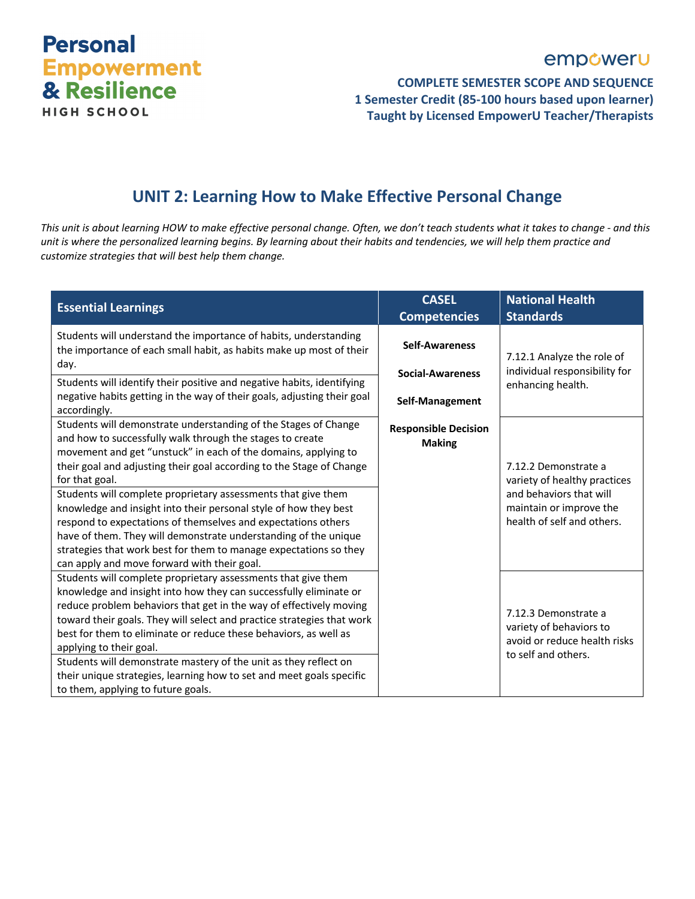# UNIT 2: Learning How to Make Effective Personal Change

*This unit is about learning HOW to make effective personal change. Often, we don't teach students what it takes to change - and this unit is where the personalized learning begins. By learning about their habits and tendencies, we will help them practice and customize strategies that will best help them change.*

| Essential Learnings | CASEL Competencies | National Health Standards |
|---|---|---|
| Students will understand the importance of habits, understanding the importance of each small habit, as habits make up most of their day. | **Self-Awareness**<br><br>**Social-Awareness**<br><br>**Self-Management**<br><br>**Responsible Decision Making** | 7.12.1 Analyze the role of individual responsibility for enhancing health. |
| Students will identify their positive and negative habits, identifying negative habits getting in the way of their goals, adjusting their goal accordingly. | | |
| Students will demonstrate understanding of the Stages of Change and how to successfully walk through the stages to create movement and get "unstuck" in each of the domains, applying to their goal and adjusting their goal according to the Stage of Change for that goal. | | 7.12.2 Demonstrate a variety of healthy practices and behaviors that will maintain or improve the health of self and others. |
| Students will complete proprietary assessments that give them knowledge and insight into their personal style of how they best respond to expectations of themselves and expectations others have of them. They will demonstrate understanding of the unique strategies that work best for them to manage expectations so they can apply and move forward with their goal. | | |
| Students will complete proprietary assessments that give them knowledge and insight into how they can successfully eliminate or reduce problem behaviors that get in the way of effectively moving toward their goals. They will select and practice strategies that work best for them to eliminate or reduce these behaviors, as well as applying to their goal. | | 7.12.3 Demonstrate a variety of behaviors to avoid or reduce health risks to self and others. |
| Students will demonstrate mastery of the unit as they reflect on their unique strategies, learning how to set and meet goals specific to them, applying to future goals. | | |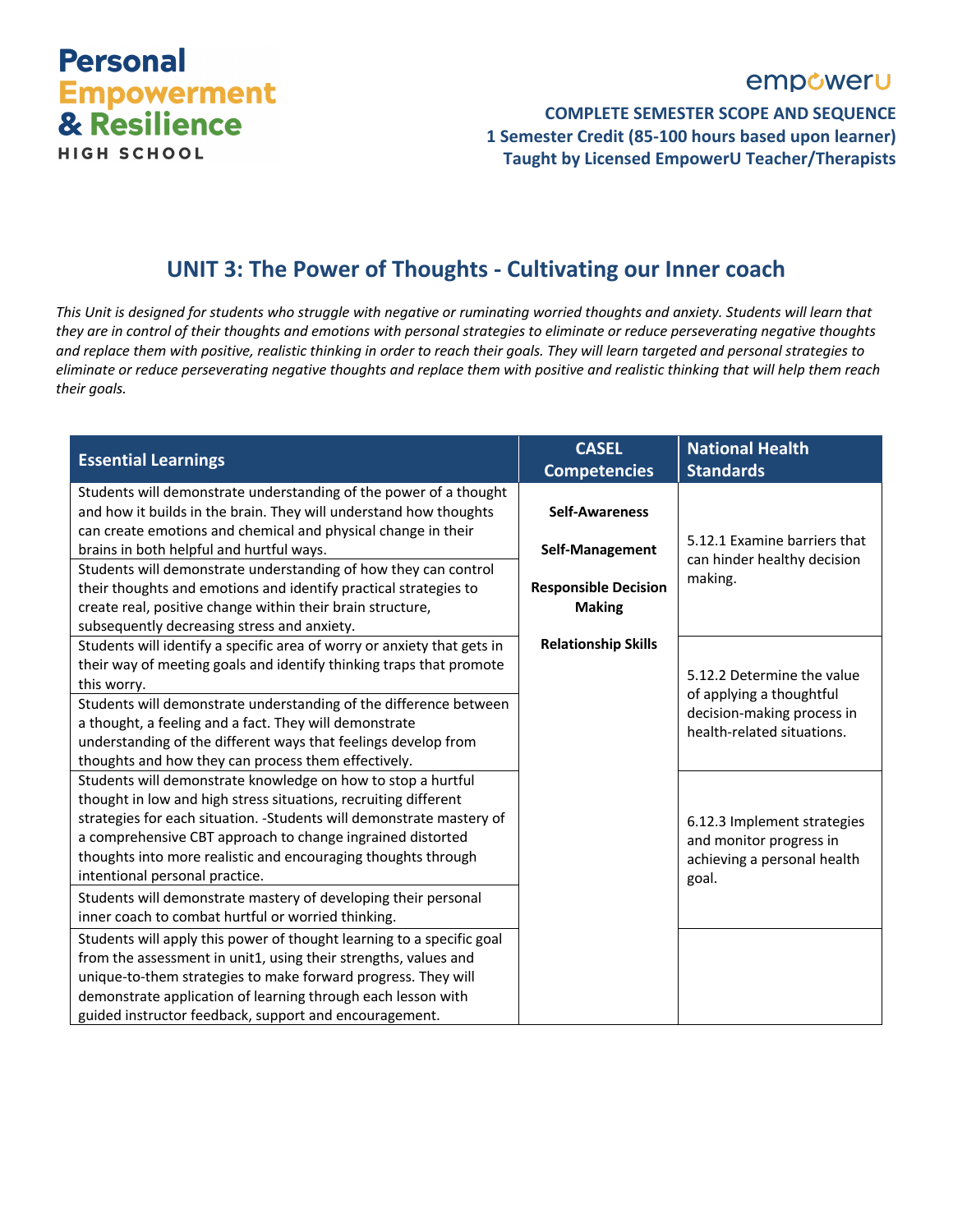# Personal Empowerment & Resilience
HIGH SCHOOL

empowerU

**COMPLETE SEMESTER SCOPE AND SEQUENCE**
**1 Semester Credit (85-100 hours based upon learner)**
**Taught by Licensed EmpowerU Teacher/Therapists**

## UNIT 3: The Power of Thoughts - Cultivating our Inner coach

*This Unit is designed for students who struggle with negative or ruminating worried thoughts and anxiety. Students will learn that they are in control of their thoughts and emotions with personal strategies to eliminate or reduce perseverating negative thoughts and replace them with positive, realistic thinking in order to reach their goals. They will learn targeted and personal strategies to eliminate or reduce perseverating negative thoughts and replace them with positive and realistic thinking that will help them reach their goals.*

| Essential Learnings | CASEL Competencies | National Health Standards |
|---|---|---|
| Students will demonstrate understanding of the power of a thought and how it builds in the brain. They will understand how thoughts can create emotions and chemical and physical change in their brains in both helpful and hurtful ways. | **Self-Awareness**<br><br>**Self-Management**<br><br>**Responsible Decision Making**<br><br>**Relationship Skills** | 5.12.1 Examine barriers that can hinder healthy decision making. |
| Students will demonstrate understanding of how they can control their thoughts and emotions and identify practical strategies to create real, positive change within their brain structure, subsequently decreasing stress and anxiety. | | |
| Students will identify a specific area of worry or anxiety that gets in their way of meeting goals and identify thinking traps that promote this worry. | | 5.12.2 Determine the value of applying a thoughtful decision-making process in health-related situations. |
| Students will demonstrate understanding of the difference between a thought, a feeling and a fact. They will demonstrate understanding of the different ways that feelings develop from thoughts and how they can process them effectively. | | |
| Students will demonstrate knowledge on how to stop a hurtful thought in low and high stress situations, recruiting different strategies for each situation. -Students will demonstrate mastery of a comprehensive CBT approach to change ingrained distorted thoughts into more realistic and encouraging thoughts through intentional personal practice. | | 6.12.3 Implement strategies and monitor progress in achieving a personal health goal. |
| Students will demonstrate mastery of developing their personal inner coach to combat hurtful or worried thinking. | | |
| Students will apply this power of thought learning to a specific goal from the assessment in unit1, using their strengths, values and unique-to-them strategies to make forward progress. They will demonstrate application of learning through each lesson with guided instructor feedback, support and encouragement. | | |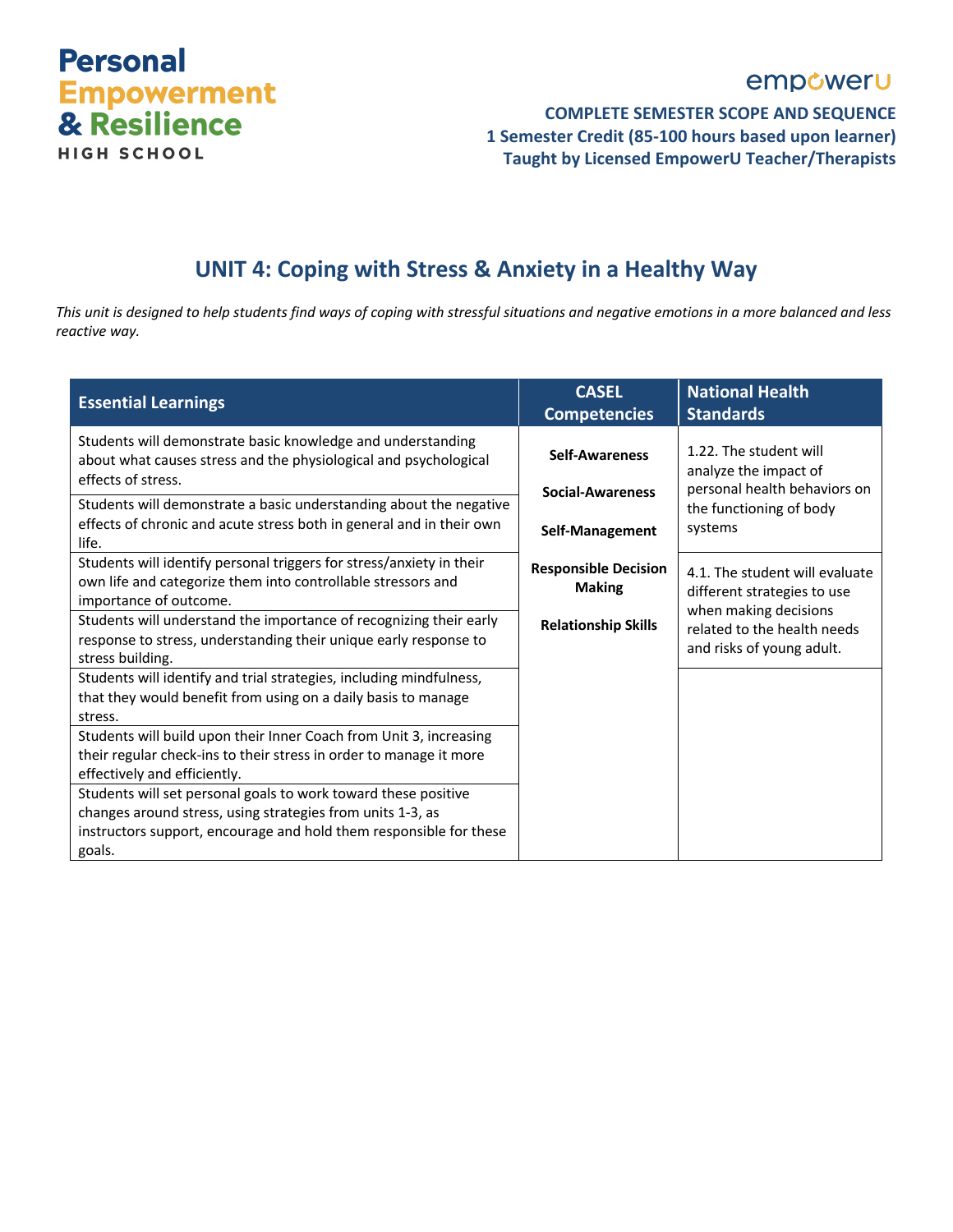## UNIT 4: Coping with Stress & Anxiety in a Healthy Way

*This unit is designed to help students find ways of coping with stressful situations and negative emotions in a more balanced and less reactive way.*

| Essential Learnings | CASEL Competencies | National Health Standards |
|---|---|---|
| Students will demonstrate basic knowledge and understanding about what causes stress and the physiological and psychological effects of stress. | **Self-Awareness**<br>**Social-Awareness**<br>**Self-Management**<br>**Responsible Decision Making**<br>**Relationship Skills** | 1.22. The student will analyze the impact of personal health behaviors on the functioning of body systems |
| Students will demonstrate a basic understanding about the negative effects of chronic and acute stress both in general and in their own life. | | |
| Students will identify personal triggers for stress/anxiety in their own life and categorize them into controllable stressors and importance of outcome. | | 4.1. The student will evaluate different strategies to use when making decisions related to the health needs and risks of young adult. |
| Students will understand the importance of recognizing their early response to stress, understanding their unique early response to stress building. | | |
| Students will identify and trial strategies, including mindfulness, that they would benefit from using on a daily basis to manage stress. | | |
| Students will build upon their Inner Coach from Unit 3, increasing their regular check-ins to their stress in order to manage it more effectively and efficiently. | | |
| Students will set personal goals to work toward these positive changes around stress, using strategies from units 1-3, as instructors support, encourage and hold them responsible for these goals. | | |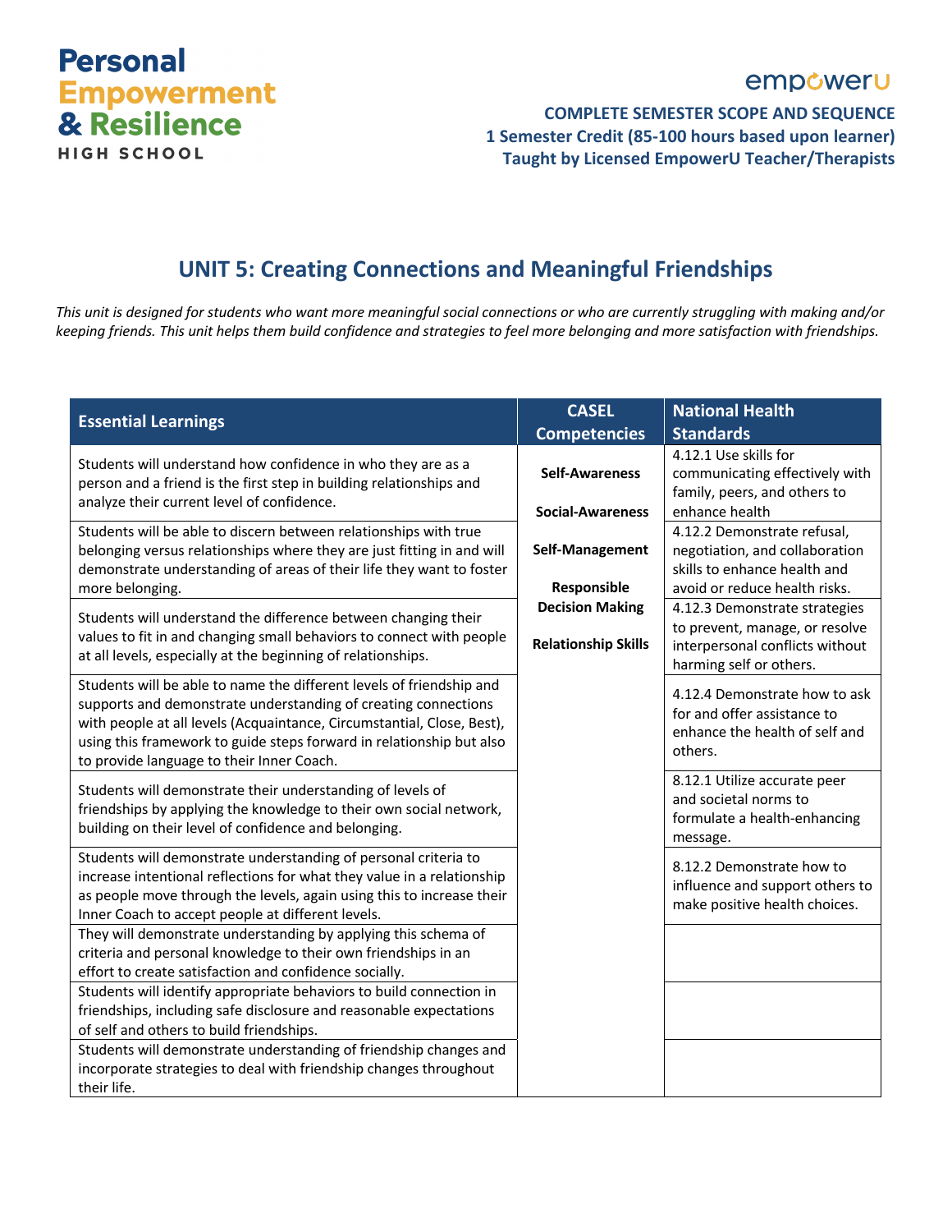**Personal Empowerment & Resilience**
HIGH SCHOOL

empowerU

**COMPLETE SEMESTER SCOPE AND SEQUENCE**
**1 Semester Credit (85-100 hours based upon learner)**
**Taught by Licensed EmpowerU Teacher/Therapists**

## UNIT 5: Creating Connections and Meaningful Friendships

*This unit is designed for students who want more meaningful social connections or who are currently struggling with making and/or keeping friends. This unit helps them build confidence and strategies to feel more belonging and more satisfaction with friendships.*

| Essential Learnings | CASEL Competencies | National Health Standards |
|---|---|---|
| Students will understand how confidence in who they are as a person and a friend is the first step in building relationships and analyze their current level of confidence. | **Self-Awareness**<br><br>**Social-Awareness**<br><br>**Self-Management**<br><br>**Responsible Decision Making**<br><br>**Relationship Skills** | 4.12.1 Use skills for communicating effectively with family, peers, and others to enhance health |
| Students will be able to discern between relationships with true belonging versus relationships where they are just fitting in and will demonstrate understanding of areas of their life they want to foster more belonging. | | 4.12.2 Demonstrate refusal, negotiation, and collaboration skills to enhance health and avoid or reduce health risks. |
| Students will understand the difference between changing their values to fit in and changing small behaviors to connect with people at all levels, especially at the beginning of relationships. | | 4.12.3 Demonstrate strategies to prevent, manage, or resolve interpersonal conflicts without harming self or others. |
| Students will be able to name the different levels of friendship and supports and demonstrate understanding of creating connections with people at all levels (Acquaintance, Circumstantial, Close, Best), using this framework to guide steps forward in relationship but also to provide language to their Inner Coach. | | 4.12.4 Demonstrate how to ask for and offer assistance to enhance the health of self and others. |
| Students will demonstrate their understanding of levels of friendships by applying the knowledge to their own social network, building on their level of confidence and belonging. | | 8.12.1 Utilize accurate peer and societal norms to formulate a health-enhancing message. |
| Students will demonstrate understanding of personal criteria to increase intentional reflections for what they value in a relationship as people move through the levels, again using this to increase their Inner Coach to accept people at different levels. | | 8.12.2 Demonstrate how to influence and support others to make positive health choices. |
| They will demonstrate understanding by applying this schema of criteria and personal knowledge to their own friendships in an effort to create satisfaction and confidence socially. | | |
| Students will identify appropriate behaviors to build connection in friendships, including safe disclosure and reasonable expectations of self and others to build friendships. | | |
| Students will demonstrate understanding of friendship changes and incorporate strategies to deal with friendship changes throughout their life. | | |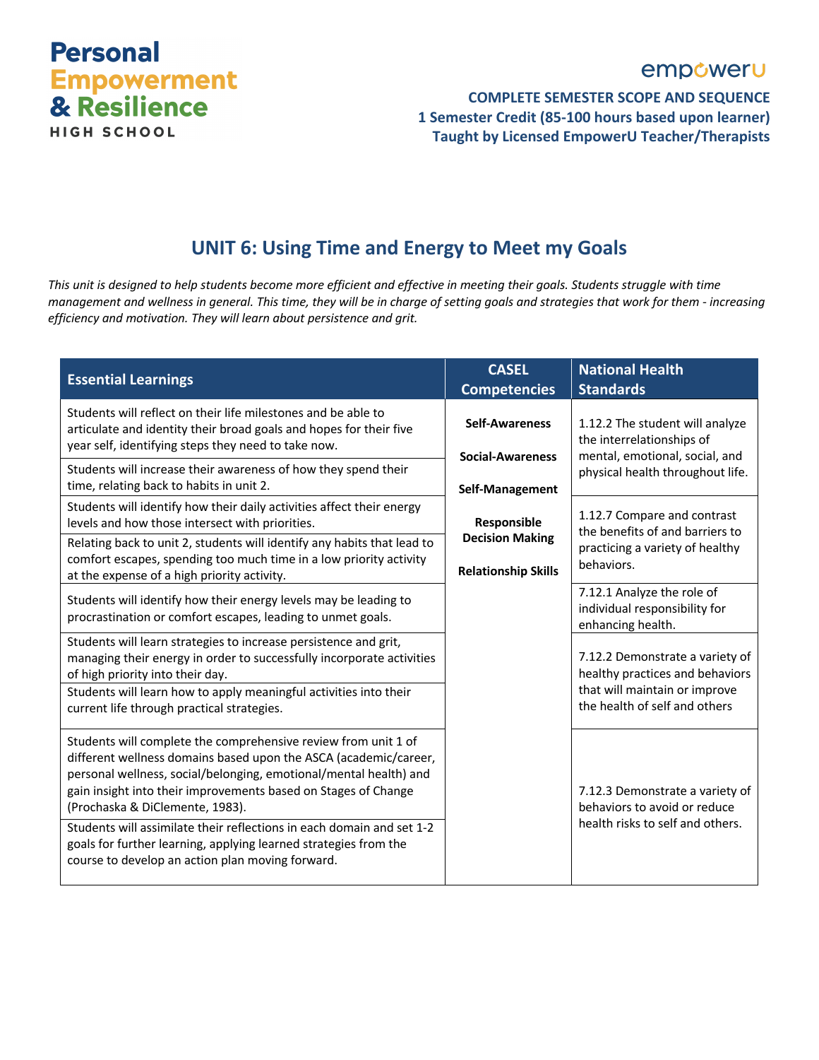**Personal Empowerment & Resilience**
**HIGH SCHOOL**

**empowerU**

**COMPLETE SEMESTER SCOPE AND SEQUENCE**
**1 Semester Credit (85-100 hours based upon learner)**
**Taught by Licensed EmpowerU Teacher/Therapists**

## UNIT 6: Using Time and Energy to Meet my Goals

*This unit is designed to help students become more efficient and effective in meeting their goals. Students struggle with time management and wellness in general. This time, they will be in charge of setting goals and strategies that work for them - increasing efficiency and motivation. They will learn about persistence and grit.*

| Essential Learnings | CASEL Competencies | National Health Standards |
|---|---|---|
| Students will reflect on their life milestones and be able to articulate and identity their broad goals and hopes for their five year self, identifying steps they need to take now. | **Self-Awareness**<br><br>**Social-Awareness**<br><br>**Self-Management**<br><br>**Responsible Decision Making**<br><br>**Relationship Skills** | 1.12.2 The student will analyze the interrelationships of mental, emotional, social, and physical health throughout life. |
| Students will increase their awareness of how they spend their time, relating back to habits in unit 2. | | |
| Students will identify how their daily activities affect their energy levels and how those intersect with priorities. | | 1.12.7 Compare and contrast the benefits of and barriers to practicing a variety of healthy behaviors. |
| Relating back to unit 2, students will identify any habits that lead to comfort escapes, spending too much time in a low priority activity at the expense of a high priority activity. | | |
| Students will identify how their energy levels may be leading to procrastination or comfort escapes, leading to unmet goals. | | 7.12.1 Analyze the role of individual responsibility for enhancing health. |
| Students will learn strategies to increase persistence and grit, managing their energy in order to successfully incorporate activities of high priority into their day. | | 7.12.2 Demonstrate a variety of healthy practices and behaviors that will maintain or improve the health of self and others |
| Students will learn how to apply meaningful activities into their current life through practical strategies. | | |
| Students will complete the comprehensive review from unit 1 of different wellness domains based upon the ASCA (academic/career, personal wellness, social/belonging, emotional/mental health) and gain insight into their improvements based on Stages of Change (Prochaska & DiClemente, 1983). | | 7.12.3 Demonstrate a variety of behaviors to avoid or reduce health risks to self and others. |
| Students will assimilate their reflections in each domain and set 1-2 goals for further learning, applying learned strategies from the course to develop an action plan moving forward. | | |